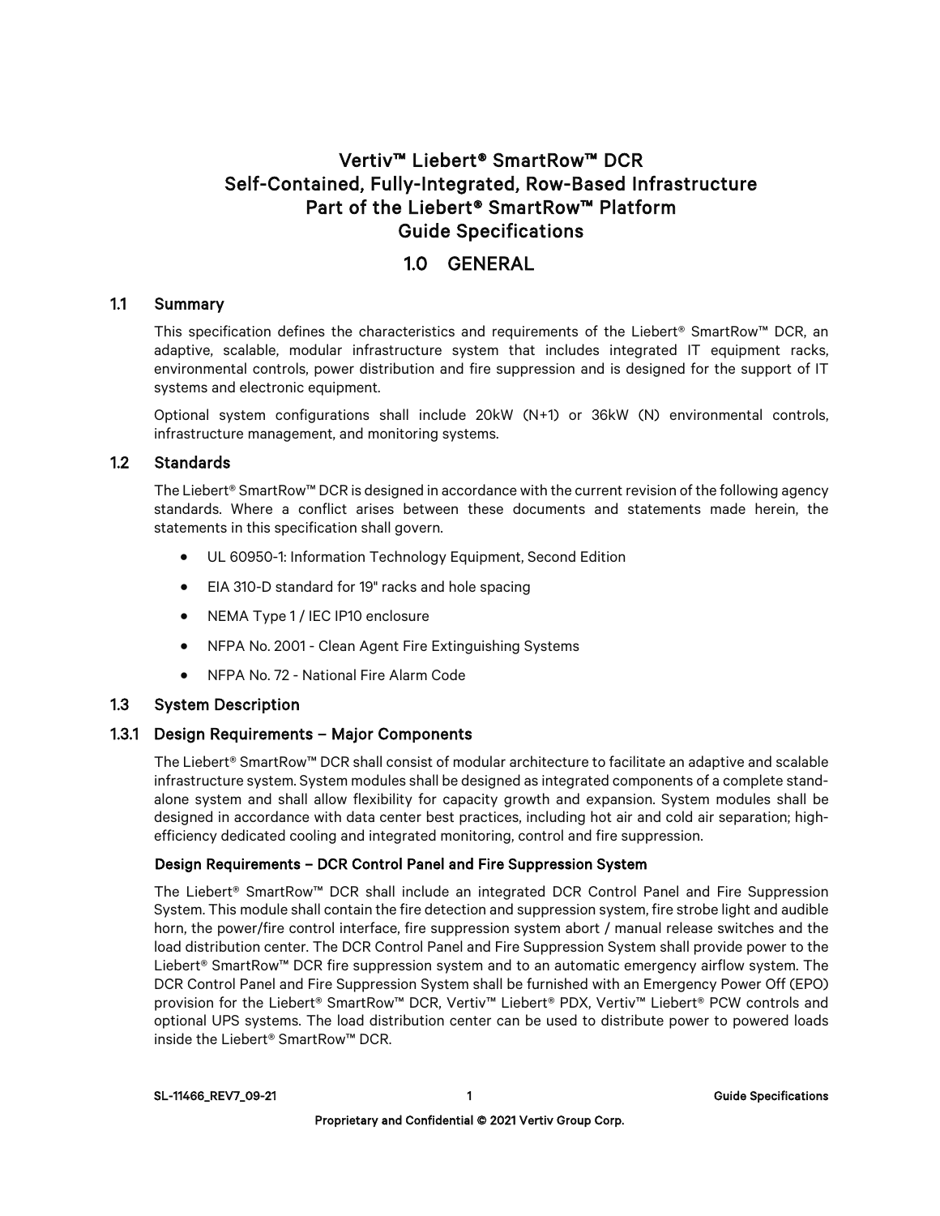# Vertiv™ Liebert® SmartRow™ DCR
# Self-Contained, Fully-Integrated, Row-Based Infrastructure
# Part of the Liebert® SmartRow™ Platform
# Guide Specifications

## 1.0 GENERAL

### 1.1 Summary

This specification defines the characteristics and requirements of the Liebert® SmartRow™ DCR, an adaptive, scalable, modular infrastructure system that includes integrated IT equipment racks, environmental controls, power distribution and fire suppression and is designed for the support of IT systems and electronic equipment.

Optional system configurations shall include 20kW (N+1) or 36kW (N) environmental controls, infrastructure management, and monitoring systems.

### 1.2 Standards

The Liebert® SmartRow™ DCR is designed in accordance with the current revision of the following agency standards. Where a conflict arises between these documents and statements made herein, the statements in this specification shall govern.

- UL 60950-1: Information Technology Equipment, Second Edition
- EIA 310-D standard for 19" racks and hole spacing
- NEMA Type 1 / IEC IP10 enclosure
- NFPA No. 2001 - Clean Agent Fire Extinguishing Systems
- NFPA No. 72 - National Fire Alarm Code

### 1.3 System Description

#### 1.3.1 Design Requirements – Major Components

The Liebert® SmartRow™ DCR shall consist of modular architecture to facilitate an adaptive and scalable infrastructure system. System modules shall be designed as integrated components of a complete stand-alone system and shall allow flexibility for capacity growth and expansion. System modules shall be designed in accordance with data center best practices, including hot air and cold air separation; high-efficiency dedicated cooling and integrated monitoring, control and fire suppression.

**Design Requirements – DCR Control Panel and Fire Suppression System**

The Liebert® SmartRow™ DCR shall include an integrated DCR Control Panel and Fire Suppression System. This module shall contain the fire detection and suppression system, fire strobe light and audible horn, the power/fire control interface, fire suppression system abort / manual release switches and the load distribution center. The DCR Control Panel and Fire Suppression System shall provide power to the Liebert® SmartRow™ DCR fire suppression system and to an automatic emergency airflow system. The DCR Control Panel and Fire Suppression System shall be furnished with an Emergency Power Off (EPO) provision for the Liebert® SmartRow™ DCR, Vertiv™ Liebert® PDX, Vertiv™ Liebert® PCW controls and optional UPS systems. The load distribution center can be used to distribute power to powered loads inside the Liebert® SmartRow™ DCR.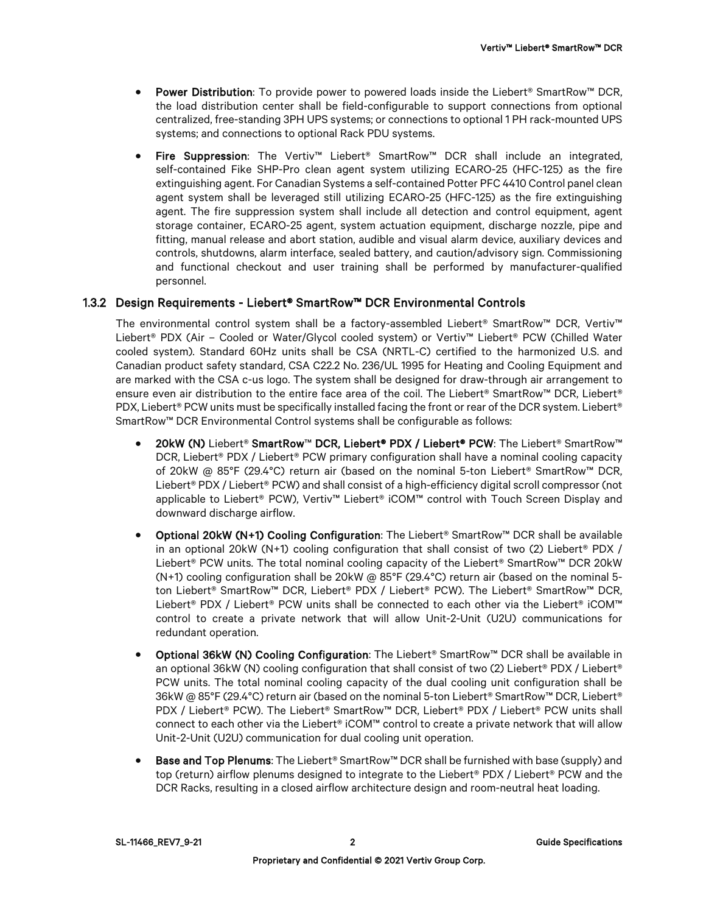- **Power Distribution**: To provide power to powered loads inside the Liebert® SmartRow™ DCR, the load distribution center shall be field-configurable to support connections from optional centralized, free-standing 3PH UPS systems; or connections to optional 1 PH rack-mounted UPS systems; and connections to optional Rack PDU systems.
- **Fire Suppression**: The Vertiv™ Liebert® SmartRow™ DCR shall include an integrated, self-contained Fike SHP-Pro clean agent system utilizing ECARO-25 (HFC-125) as the fire extinguishing agent. For Canadian Systems a self-contained Potter PFC 4410 Control panel clean agent system shall be leveraged still utilizing ECARO-25 (HFC-125) as the fire extinguishing agent. The fire suppression system shall include all detection and control equipment, agent storage container, ECARO-25 agent, system actuation equipment, discharge nozzle, pipe and fitting, manual release and abort station, audible and visual alarm device, auxiliary devices and controls, shutdowns, alarm interface, sealed battery, and caution/advisory sign. Commissioning and functional checkout and user training shall be performed by manufacturer-qualified personnel.

### 1.3.2 Design Requirements - Liebert® SmartRow™ DCR Environmental Controls

The environmental control system shall be a factory-assembled Liebert® SmartRow™ DCR, Vertiv™ Liebert® PDX (Air – Cooled or Water/Glycol cooled system) or Vertiv™ Liebert® PCW (Chilled Water cooled system). Standard 60Hz units shall be CSA (NRTL-C) certified to the harmonized U.S. and Canadian product safety standard, CSA C22.2 No. 236/UL 1995 for Heating and Cooling Equipment and are marked with the CSA c-us logo. The system shall be designed for draw-through air arrangement to ensure even air distribution to the entire face area of the coil. The Liebert® SmartRow™ DCR, Liebert® PDX, Liebert® PCW units must be specifically installed facing the front or rear of the DCR system. Liebert® SmartRow™ DCR Environmental Control systems shall be configurable as follows:

- **20kW (N)** Liebert® **SmartRow**™ **DCR, Liebert® PDX / Liebert® PCW**: The Liebert® SmartRow™ DCR, Liebert® PDX / Liebert® PCW primary configuration shall have a nominal cooling capacity of 20kW @ 85°F (29.4°C) return air (based on the nominal 5-ton Liebert® SmartRow™ DCR, Liebert® PDX / Liebert® PCW) and shall consist of a high-efficiency digital scroll compressor (not applicable to Liebert® PCW), Vertiv™ Liebert® iCOM™ control with Touch Screen Display and downward discharge airflow.
- **Optional 20kW (N+1) Cooling Configuration**: The Liebert® SmartRow™ DCR shall be available in an optional 20kW (N+1) cooling configuration that shall consist of two (2) Liebert® PDX / Liebert® PCW units. The total nominal cooling capacity of the Liebert® SmartRow™ DCR 20kW (N+1) cooling configuration shall be 20kW @ 85°F (29.4°C) return air (based on the nominal 5-ton Liebert® SmartRow™ DCR, Liebert® PDX / Liebert® PCW). The Liebert® SmartRow™ DCR, Liebert® PDX / Liebert® PCW units shall be connected to each other via the Liebert® iCOM™ control to create a private network that will allow Unit-2-Unit (U2U) communications for redundant operation.
- **Optional 36kW (N) Cooling Configuration**: The Liebert® SmartRow™ DCR shall be available in an optional 36kW (N) cooling configuration that shall consist of two (2) Liebert® PDX / Liebert® PCW units. The total nominal cooling capacity of the dual cooling unit configuration shall be 36kW @ 85°F (29.4°C) return air (based on the nominal 5-ton Liebert® SmartRow™ DCR, Liebert® PDX / Liebert® PCW). The Liebert® SmartRow™ DCR, Liebert® PDX / Liebert® PCW units shall connect to each other via the Liebert® iCOM™ control to create a private network that will allow Unit-2-Unit (U2U) communication for dual cooling unit operation.
- **Base and Top Plenums**: The Liebert® SmartRow™ DCR shall be furnished with base (supply) and top (return) airflow plenums designed to integrate to the Liebert® PDX / Liebert® PCW and the DCR Racks, resulting in a closed airflow architecture design and room-neutral heat loading.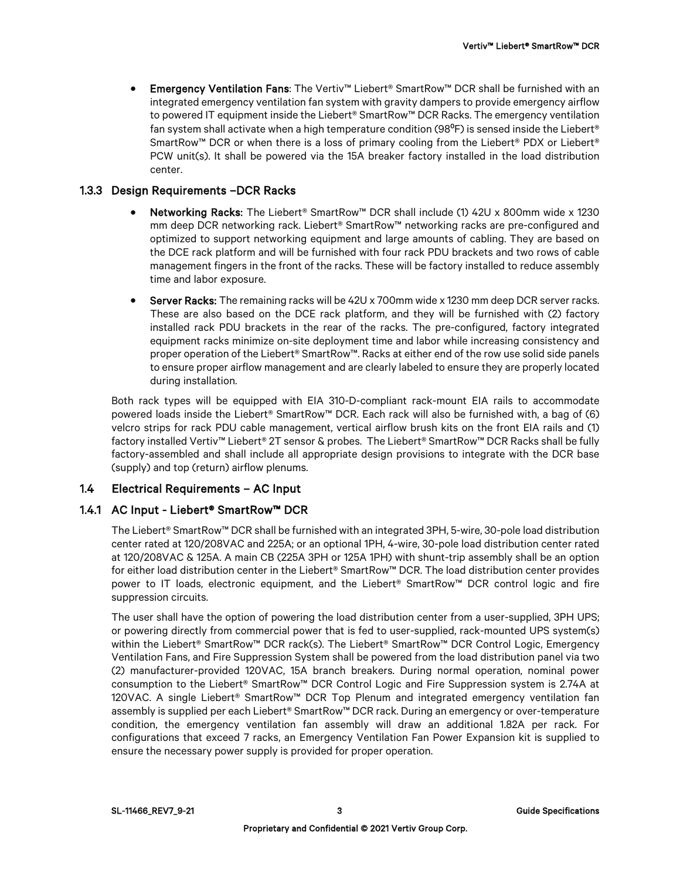- **Emergency Ventilation Fans**: The Vertiv™ Liebert® SmartRow™ DCR shall be furnished with an integrated emergency ventilation fan system with gravity dampers to provide emergency airflow to powered IT equipment inside the Liebert® SmartRow™ DCR Racks. The emergency ventilation fan system shall activate when a high temperature condition (98°F) is sensed inside the Liebert® SmartRow™ DCR or when there is a loss of primary cooling from the Liebert® PDX or Liebert® PCW unit(s). It shall be powered via the 15A breaker factory installed in the load distribution center.

### 1.3.3 Design Requirements –DCR Racks

- **Networking Racks:** The Liebert® SmartRow™ DCR shall include (1) 42U x 800mm wide x 1230 mm deep DCR networking rack. Liebert® SmartRow™ networking racks are pre-configured and optimized to support networking equipment and large amounts of cabling. They are based on the DCE rack platform and will be furnished with four rack PDU brackets and two rows of cable management fingers in the front of the racks. These will be factory installed to reduce assembly time and labor exposure.
- **Server Racks:** The remaining racks will be 42U x 700mm wide x 1230 mm deep DCR server racks. These are also based on the DCE rack platform, and they will be furnished with (2) factory installed rack PDU brackets in the rear of the racks. The pre-configured, factory integrated equipment racks minimize on-site deployment time and labor while increasing consistency and proper operation of the Liebert® SmartRow™. Racks at either end of the row use solid side panels to ensure proper airflow management and are clearly labeled to ensure they are properly located during installation.

Both rack types will be equipped with EIA 310-D-compliant rack-mount EIA rails to accommodate powered loads inside the Liebert® SmartRow™ DCR. Each rack will also be furnished with, a bag of (6) velcro strips for rack PDU cable management, vertical airflow brush kits on the front EIA rails and (1) factory installed Vertiv™ Liebert® 2T sensor & probes. The Liebert® SmartRow™ DCR Racks shall be fully factory-assembled and shall include all appropriate design provisions to integrate with the DCR base (supply) and top (return) airflow plenums.

## 1.4 Electrical Requirements – AC Input

### 1.4.1 AC Input - Liebert® SmartRow™ DCR

The Liebert® SmartRow™ DCR shall be furnished with an integrated 3PH, 5-wire, 30-pole load distribution center rated at 120/208VAC and 225A; or an optional 1PH, 4-wire, 30-pole load distribution center rated at 120/208VAC & 125A. A main CB (225A 3PH or 125A 1PH) with shunt-trip assembly shall be an option for either load distribution center in the Liebert® SmartRow™ DCR. The load distribution center provides power to IT loads, electronic equipment, and the Liebert® SmartRow™ DCR control logic and fire suppression circuits.

The user shall have the option of powering the load distribution center from a user-supplied, 3PH UPS; or powering directly from commercial power that is fed to user-supplied, rack-mounted UPS system(s) within the Liebert® SmartRow™ DCR rack(s). The Liebert® SmartRow™ DCR Control Logic, Emergency Ventilation Fans, and Fire Suppression System shall be powered from the load distribution panel via two (2) manufacturer-provided 120VAC, 15A branch breakers. During normal operation, nominal power consumption to the Liebert® SmartRow™ DCR Control Logic and Fire Suppression system is 2.74A at 120VAC. A single Liebert® SmartRow™ DCR Top Plenum and integrated emergency ventilation fan assembly is supplied per each Liebert® SmartRow™ DCR rack. During an emergency or over-temperature condition, the emergency ventilation fan assembly will draw an additional 1.82A per rack. For configurations that exceed 7 racks, an Emergency Ventilation Fan Power Expansion kit is supplied to ensure the necessary power supply is provided for proper operation.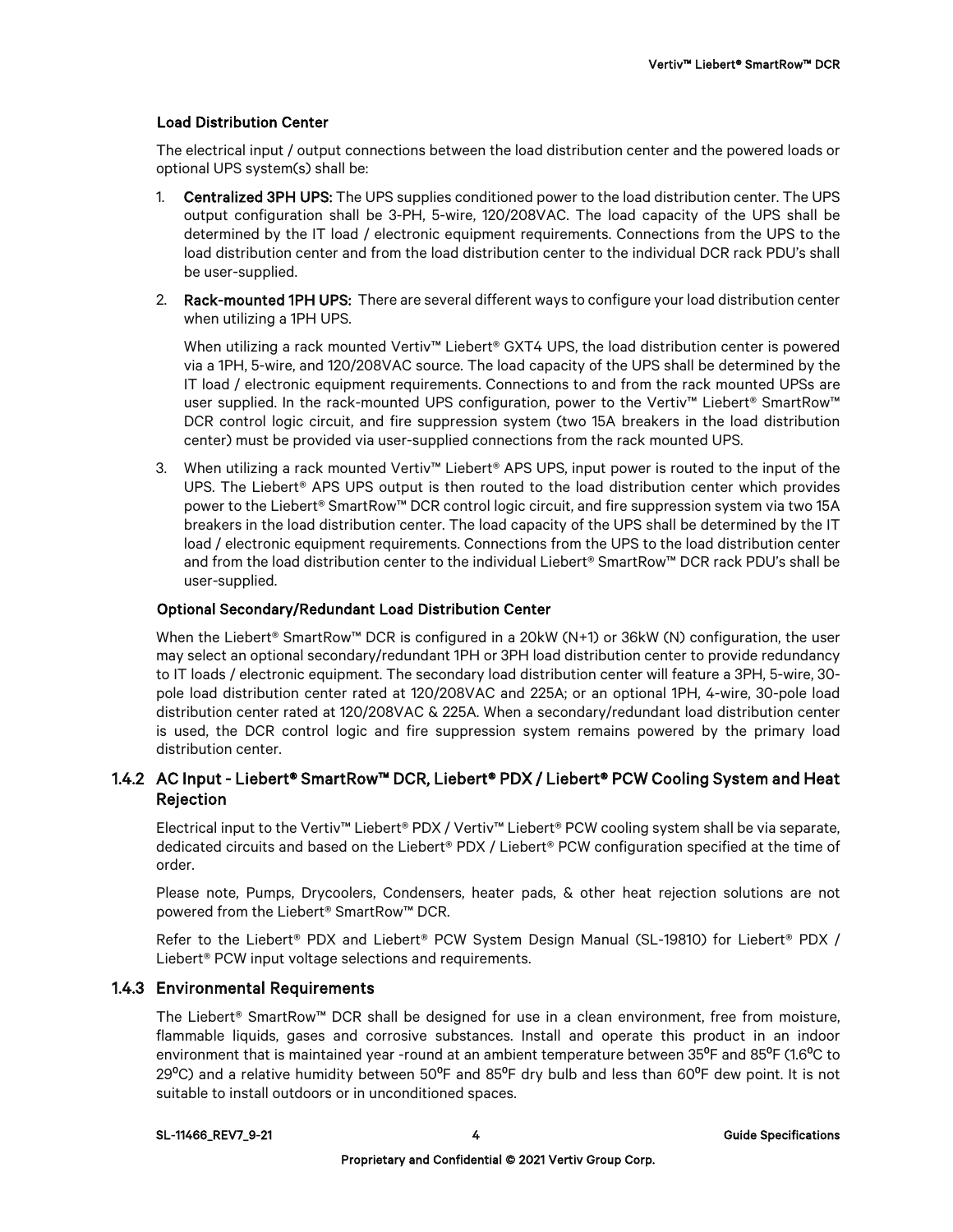#### Load Distribution Center

The electrical input / output connections between the load distribution center and the powered loads or optional UPS system(s) shall be:

1. **Centralized 3PH UPS:** The UPS supplies conditioned power to the load distribution center. The UPS output configuration shall be 3-PH, 5-wire, 120/208VAC. The load capacity of the UPS shall be determined by the IT load / electronic equipment requirements. Connections from the UPS to the load distribution center and from the load distribution center to the individual DCR rack PDU's shall be user-supplied.

2. **Rack-mounted 1PH UPS:** There are several different ways to configure your load distribution center when utilizing a 1PH UPS.

   When utilizing a rack mounted Vertiv™ Liebert® GXT4 UPS, the load distribution center is powered via a 1PH, 5-wire, and 120/208VAC source. The load capacity of the UPS shall be determined by the IT load / electronic equipment requirements. Connections to and from the rack mounted UPSs are user supplied. In the rack-mounted UPS configuration, power to the Vertiv™ Liebert® SmartRow™ DCR control logic circuit, and fire suppression system (two 15A breakers in the load distribution center) must be provided via user-supplied connections from the rack mounted UPS.

3. When utilizing a rack mounted Vertiv™ Liebert® APS UPS, input power is routed to the input of the UPS. The Liebert® APS UPS output is then routed to the load distribution center which provides power to the Liebert® SmartRow™ DCR control logic circuit, and fire suppression system via two 15A breakers in the load distribution center. The load capacity of the UPS shall be determined by the IT load / electronic equipment requirements. Connections from the UPS to the load distribution center and from the load distribution center to the individual Liebert® SmartRow™ DCR rack PDU's shall be user-supplied.

#### Optional Secondary/Redundant Load Distribution Center

When the Liebert® SmartRow™ DCR is configured in a 20kW (N+1) or 36kW (N) configuration, the user may select an optional secondary/redundant 1PH or 3PH load distribution center to provide redundancy to IT loads / electronic equipment. The secondary load distribution center will feature a 3PH, 5-wire, 30-pole load distribution center rated at 120/208VAC and 225A; or an optional 1PH, 4-wire, 30-pole load distribution center rated at 120/208VAC & 225A. When a secondary/redundant load distribution center is used, the DCR control logic and fire suppression system remains powered by the primary load distribution center.

### 1.4.2 AC Input - Liebert® SmartRow™ DCR, Liebert® PDX / Liebert® PCW Cooling System and Heat Rejection

Electrical input to the Vertiv™ Liebert® PDX / Vertiv™ Liebert® PCW cooling system shall be via separate, dedicated circuits and based on the Liebert® PDX / Liebert® PCW configuration specified at the time of order.

Please note, Pumps, Drycoolers, Condensers, heater pads, & other heat rejection solutions are not powered from the Liebert® SmartRow™ DCR.

Refer to the Liebert® PDX and Liebert® PCW System Design Manual (SL-19810) for Liebert® PDX / Liebert® PCW input voltage selections and requirements.

### 1.4.3 Environmental Requirements

The Liebert® SmartRow™ DCR shall be designed for use in a clean environment, free from moisture, flammable liquids, gases and corrosive substances. Install and operate this product in an indoor environment that is maintained year -round at an ambient temperature between 35⁰F and 85⁰F (1.6⁰C to 29⁰C) and a relative humidity between 50⁰F and 85⁰F dry bulb and less than 60⁰F dew point. It is not suitable to install outdoors or in unconditioned spaces.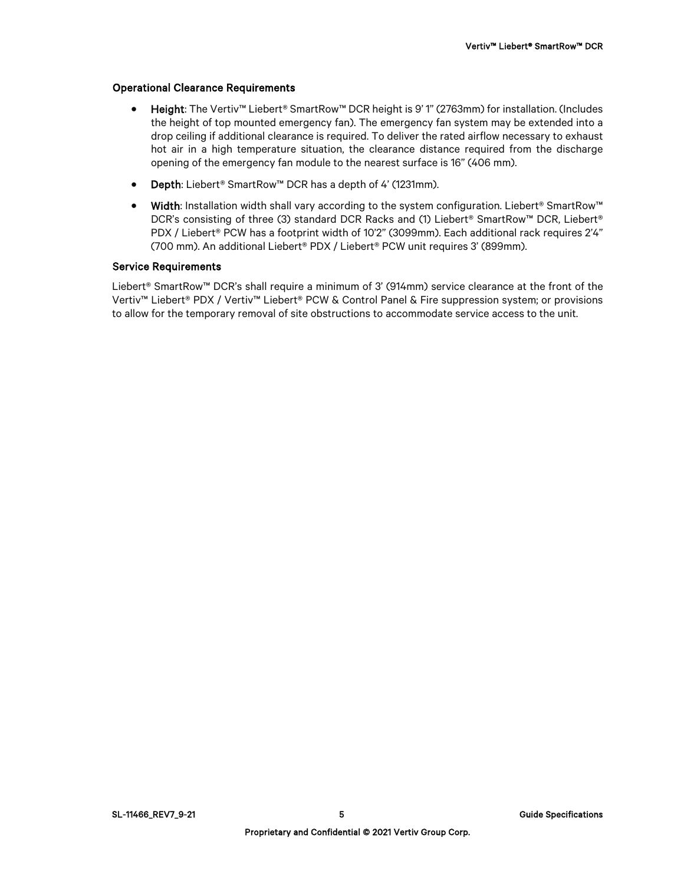### Operational Clearance Requirements

- **Height**: The Vertiv™ Liebert® SmartRow™ DCR height is 9' 1" (2763mm) for installation. (Includes the height of top mounted emergency fan). The emergency fan system may be extended into a drop ceiling if additional clearance is required. To deliver the rated airflow necessary to exhaust hot air in a high temperature situation, the clearance distance required from the discharge opening of the emergency fan module to the nearest surface is 16" (406 mm).
- **Depth**: Liebert® SmartRow™ DCR has a depth of 4' (1231mm).
- **Width**: Installation width shall vary according to the system configuration. Liebert® SmartRow™ DCR's consisting of three (3) standard DCR Racks and (1) Liebert® SmartRow™ DCR, Liebert® PDX / Liebert® PCW has a footprint width of 10'2" (3099mm). Each additional rack requires 2'4" (700 mm). An additional Liebert® PDX / Liebert® PCW unit requires 3' (899mm).

### Service Requirements

Liebert® SmartRow™ DCR's shall require a minimum of 3' (914mm) service clearance at the front of the Vertiv™ Liebert® PDX / Vertiv™ Liebert® PCW & Control Panel & Fire suppression system; or provisions to allow for the temporary removal of site obstructions to accommodate service access to the unit.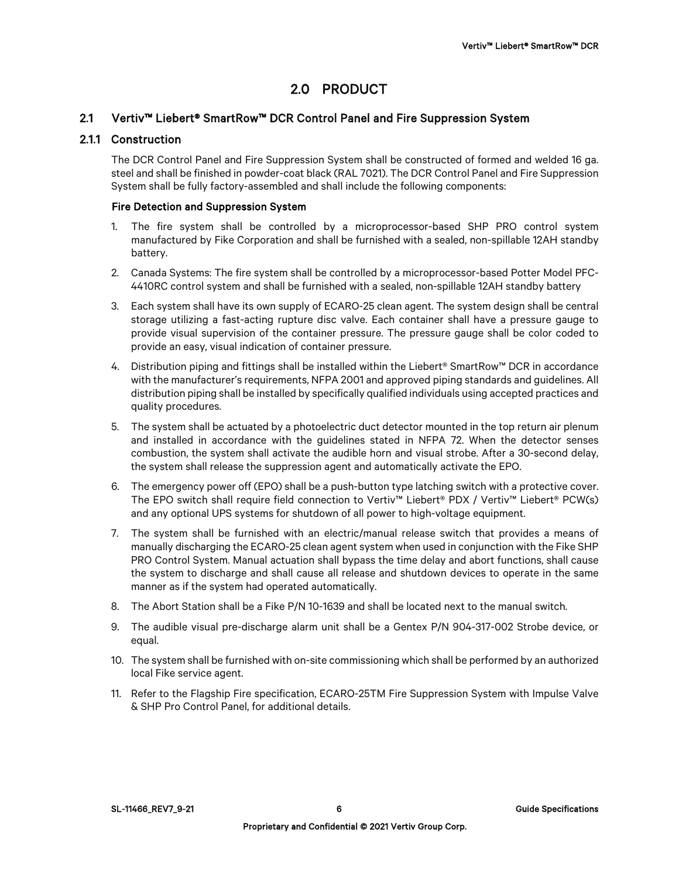# 2.0 PRODUCT

## 2.1 Vertiv™ Liebert® SmartRow™ DCR Control Panel and Fire Suppression System

### 2.1.1 Construction

The DCR Control Panel and Fire Suppression System shall be constructed of formed and welded 16 ga. steel and shall be finished in powder-coat black (RAL 7021). The DCR Control Panel and Fire Suppression System shall be fully factory-assembled and shall include the following components:

**Fire Detection and Suppression System**

1. The fire system shall be controlled by a microprocessor-based SHP PRO control system manufactured by Fike Corporation and shall be furnished with a sealed, non-spillable 12AH standby battery.
2. Canada Systems: The fire system shall be controlled by a microprocessor-based Potter Model PFC-4410RC control system and shall be furnished with a sealed, non-spillable 12AH standby battery
3. Each system shall have its own supply of ECARO-25 clean agent. The system design shall be central storage utilizing a fast-acting rupture disc valve. Each container shall have a pressure gauge to provide visual supervision of the container pressure. The pressure gauge shall be color coded to provide an easy, visual indication of container pressure.
4. Distribution piping and fittings shall be installed within the Liebert® SmartRow™ DCR in accordance with the manufacturer's requirements, NFPA 2001 and approved piping standards and guidelines. All distribution piping shall be installed by specifically qualified individuals using accepted practices and quality procedures.
5. The system shall be actuated by a photoelectric duct detector mounted in the top return air plenum and installed in accordance with the guidelines stated in NFPA 72. When the detector senses combustion, the system shall activate the audible horn and visual strobe. After a 30-second delay, the system shall release the suppression agent and automatically activate the EPO.
6. The emergency power off (EPO) shall be a push-button type latching switch with a protective cover. The EPO switch shall require field connection to Vertiv™ Liebert® PDX / Vertiv™ Liebert® PCW(s) and any optional UPS systems for shutdown of all power to high-voltage equipment.
7. The system shall be furnished with an electric/manual release switch that provides a means of manually discharging the ECARO-25 clean agent system when used in conjunction with the Fike SHP PRO Control System. Manual actuation shall bypass the time delay and abort functions, shall cause the system to discharge and shall cause all release and shutdown devices to operate in the same manner as if the system had operated automatically.
8. The Abort Station shall be a Fike P/N 10-1639 and shall be located next to the manual switch.
9. The audible visual pre-discharge alarm unit shall be a Gentex P/N 904-317-002 Strobe device, or equal.
10. The system shall be furnished with on-site commissioning which shall be performed by an authorized local Fike service agent.
11. Refer to the Flagship Fire specification, ECARO-25TM Fire Suppression System with Impulse Valve & SHP Pro Control Panel, for additional details.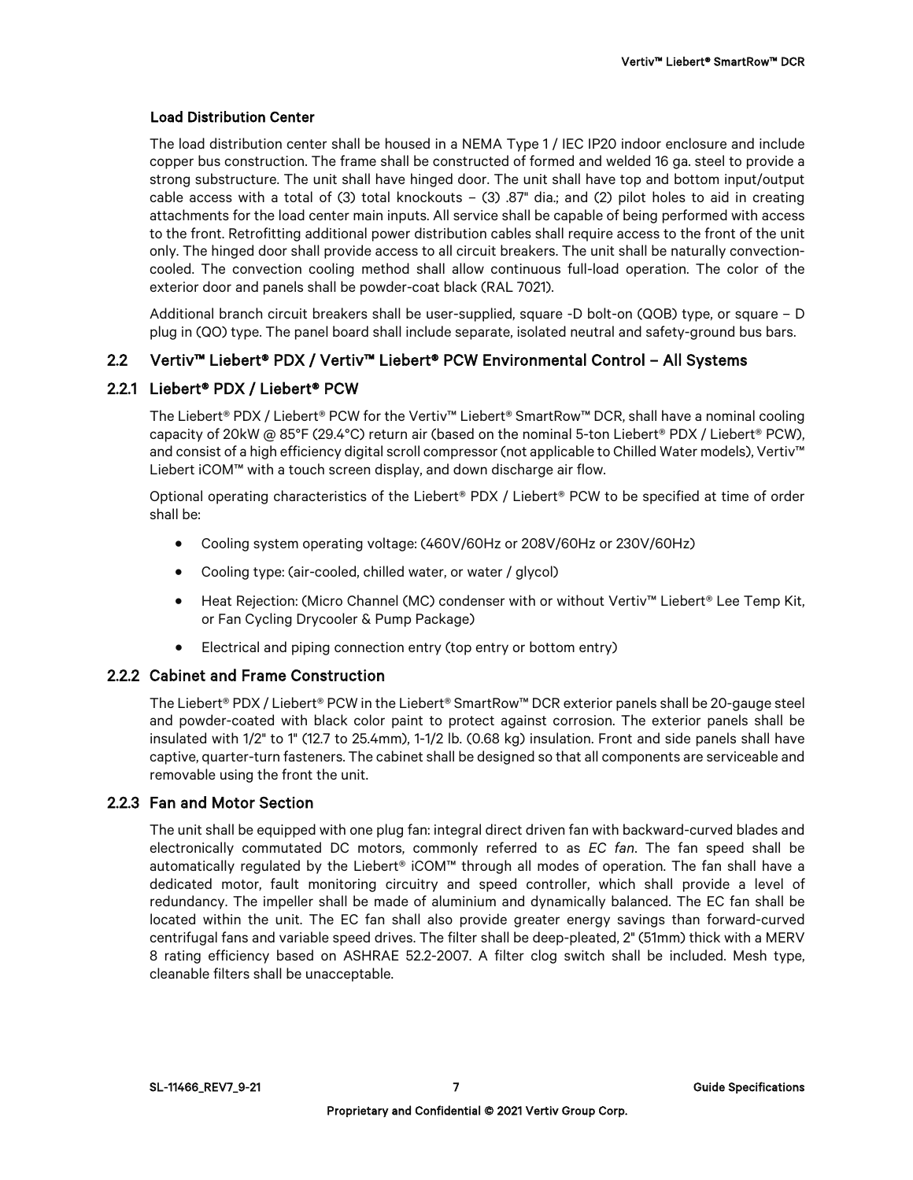#### Load Distribution Center

The load distribution center shall be housed in a NEMA Type 1 / IEC IP20 indoor enclosure and include copper bus construction. The frame shall be constructed of formed and welded 16 ga. steel to provide a strong substructure. The unit shall have hinged door. The unit shall have top and bottom input/output cable access with a total of (3) total knockouts – (3) .87" dia.; and (2) pilot holes to aid in creating attachments for the load center main inputs. All service shall be capable of being performed with access to the front. Retrofitting additional power distribution cables shall require access to the front of the unit only. The hinged door shall provide access to all circuit breakers. The unit shall be naturally convection-cooled. The convection cooling method shall allow continuous full-load operation. The color of the exterior door and panels shall be powder-coat black (RAL 7021).

Additional branch circuit breakers shall be user-supplied, square -D bolt-on (QOB) type, or square – D plug in (QO) type. The panel board shall include separate, isolated neutral and safety-ground bus bars.

## 2.2 Vertiv™ Liebert® PDX / Vertiv™ Liebert® PCW Environmental Control – All Systems

### 2.2.1 Liebert® PDX / Liebert® PCW

The Liebert® PDX / Liebert® PCW for the Vertiv™ Liebert® SmartRow™ DCR, shall have a nominal cooling capacity of 20kW @ 85°F (29.4°C) return air (based on the nominal 5-ton Liebert® PDX / Liebert® PCW), and consist of a high efficiency digital scroll compressor (not applicable to Chilled Water models), Vertiv™ Liebert iCOM™ with a touch screen display, and down discharge air flow.

Optional operating characteristics of the Liebert® PDX / Liebert® PCW to be specified at time of order shall be:

- Cooling system operating voltage: (460V/60Hz or 208V/60Hz or 230V/60Hz)
- Cooling type: (air-cooled, chilled water, or water / glycol)
- Heat Rejection: (Micro Channel (MC) condenser with or without Vertiv™ Liebert® Lee Temp Kit, or Fan Cycling Drycooler & Pump Package)
- Electrical and piping connection entry (top entry or bottom entry)

### 2.2.2 Cabinet and Frame Construction

The Liebert® PDX / Liebert® PCW in the Liebert® SmartRow™ DCR exterior panels shall be 20-gauge steel and powder-coated with black color paint to protect against corrosion. The exterior panels shall be insulated with 1/2" to 1" (12.7 to 25.4mm), 1-1/2 lb. (0.68 kg) insulation. Front and side panels shall have captive, quarter-turn fasteners. The cabinet shall be designed so that all components are serviceable and removable using the front the unit.

### 2.2.3 Fan and Motor Section

The unit shall be equipped with one plug fan: integral direct driven fan with backward-curved blades and electronically commutated DC motors, commonly referred to as *EC fan*. The fan speed shall be automatically regulated by the Liebert® iCOM™ through all modes of operation. The fan shall have a dedicated motor, fault monitoring circuitry and speed controller, which shall provide a level of redundancy. The impeller shall be made of aluminium and dynamically balanced. The EC fan shall be located within the unit. The EC fan shall also provide greater energy savings than forward-curved centrifugal fans and variable speed drives. The filter shall be deep-pleated, 2" (51mm) thick with a MERV 8 rating efficiency based on ASHRAE 52.2-2007. A filter clog switch shall be included. Mesh type, cleanable filters shall be unacceptable.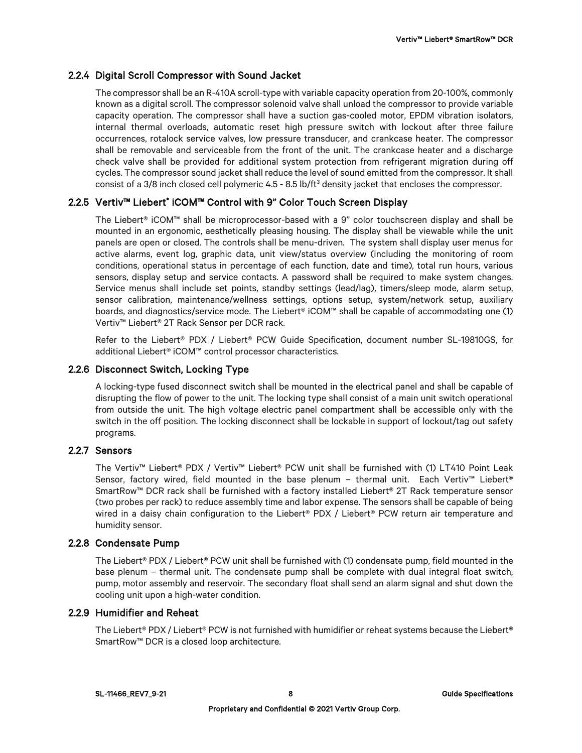### 2.2.4 Digital Scroll Compressor with Sound Jacket

The compressor shall be an R-410A scroll-type with variable capacity operation from 20-100%, commonly known as a digital scroll. The compressor solenoid valve shall unload the compressor to provide variable capacity operation. The compressor shall have a suction gas-cooled motor, EPDM vibration isolators, internal thermal overloads, automatic reset high pressure switch with lockout after three failure occurrences, rotalock service valves, low pressure transducer, and crankcase heater. The compressor shall be removable and serviceable from the front of the unit. The crankcase heater and a discharge check valve shall be provided for additional system protection from refrigerant migration during off cycles. The compressor sound jacket shall reduce the level of sound emitted from the compressor. It shall consist of a 3/8 inch closed cell polymeric 4.5 - 8.5 lb/ft$^3$ density jacket that encloses the compressor.

### 2.2.5 Vertiv™ Liebert® iCOM™ Control with 9" Color Touch Screen Display

The Liebert® iCOM™ shall be microprocessor-based with a 9" color touchscreen display and shall be mounted in an ergonomic, aesthetically pleasing housing. The display shall be viewable while the unit panels are open or closed. The controls shall be menu-driven. The system shall display user menus for active alarms, event log, graphic data, unit view/status overview (including the monitoring of room conditions, operational status in percentage of each function, date and time), total run hours, various sensors, display setup and service contacts. A password shall be required to make system changes. Service menus shall include set points, standby settings (lead/lag), timers/sleep mode, alarm setup, sensor calibration, maintenance/wellness settings, options setup, system/network setup, auxiliary boards, and diagnostics/service mode. The Liebert® iCOM™ shall be capable of accommodating one (1) Vertiv™ Liebert® 2T Rack Sensor per DCR rack.

Refer to the Liebert® PDX / Liebert® PCW Guide Specification, document number SL-19810GS, for additional Liebert® iCOM™ control processor characteristics.

### 2.2.6 Disconnect Switch, Locking Type

A locking-type fused disconnect switch shall be mounted in the electrical panel and shall be capable of disrupting the flow of power to the unit. The locking type shall consist of a main unit switch operational from outside the unit. The high voltage electric panel compartment shall be accessible only with the switch in the off position. The locking disconnect shall be lockable in support of lockout/tag out safety programs.

### 2.2.7 Sensors

The Vertiv™ Liebert® PDX / Vertiv™ Liebert® PCW unit shall be furnished with (1) LT410 Point Leak Sensor, factory wired, field mounted in the base plenum – thermal unit. Each Vertiv™ Liebert® SmartRow™ DCR rack shall be furnished with a factory installed Liebert® 2T Rack temperature sensor (two probes per rack) to reduce assembly time and labor expense. The sensors shall be capable of being wired in a daisy chain configuration to the Liebert® PDX / Liebert® PCW return air temperature and humidity sensor.

### 2.2.8 Condensate Pump

The Liebert® PDX / Liebert® PCW unit shall be furnished with (1) condensate pump, field mounted in the base plenum – thermal unit. The condensate pump shall be complete with dual integral float switch, pump, motor assembly and reservoir. The secondary float shall send an alarm signal and shut down the cooling unit upon a high-water condition.

### 2.2.9 Humidifier and Reheat

The Liebert® PDX / Liebert® PCW is not furnished with humidifier or reheat systems because the Liebert® SmartRow™ DCR is a closed loop architecture.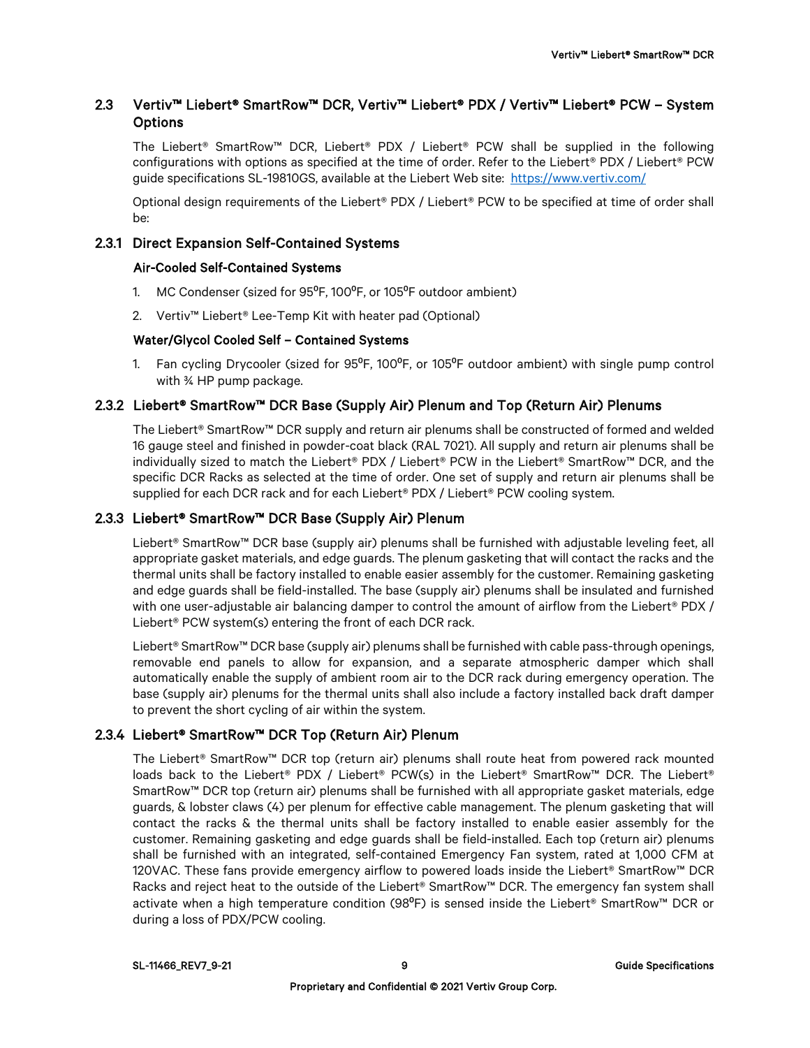## 2.3 Vertiv™ Liebert® SmartRow™ DCR, Vertiv™ Liebert® PDX / Vertiv™ Liebert® PCW – System Options

The Liebert® SmartRow™ DCR, Liebert® PDX / Liebert® PCW shall be supplied in the following configurations with options as specified at the time of order. Refer to the Liebert® PDX / Liebert® PCW guide specifications SL-19810GS, available at the Liebert Web site: https://www.vertiv.com/

Optional design requirements of the Liebert® PDX / Liebert® PCW to be specified at time of order shall be:

### 2.3.1 Direct Expansion Self-Contained Systems

#### Air-Cooled Self-Contained Systems

1. MC Condenser (sized for 95⁰F, 100⁰F, or 105⁰F outdoor ambient)
2. Vertiv™ Liebert® Lee-Temp Kit with heater pad (Optional)

#### Water/Glycol Cooled Self – Contained Systems

1. Fan cycling Drycooler (sized for 95⁰F, 100⁰F, or 105⁰F outdoor ambient) with single pump control with ¾ HP pump package.

### 2.3.2 Liebert® SmartRow™ DCR Base (Supply Air) Plenum and Top (Return Air) Plenums

The Liebert® SmartRow™ DCR supply and return air plenums shall be constructed of formed and welded 16 gauge steel and finished in powder-coat black (RAL 7021). All supply and return air plenums shall be individually sized to match the Liebert® PDX / Liebert® PCW in the Liebert® SmartRow™ DCR, and the specific DCR Racks as selected at the time of order. One set of supply and return air plenums shall be supplied for each DCR rack and for each Liebert® PDX / Liebert® PCW cooling system.

### 2.3.3 Liebert® SmartRow™ DCR Base (Supply Air) Plenum

Liebert® SmartRow™ DCR base (supply air) plenums shall be furnished with adjustable leveling feet, all appropriate gasket materials, and edge guards. The plenum gasketing that will contact the racks and the thermal units shall be factory installed to enable easier assembly for the customer. Remaining gasketing and edge guards shall be field-installed. The base (supply air) plenums shall be insulated and furnished with one user-adjustable air balancing damper to control the amount of airflow from the Liebert® PDX / Liebert® PCW system(s) entering the front of each DCR rack.

Liebert® SmartRow™ DCR base (supply air) plenums shall be furnished with cable pass-through openings, removable end panels to allow for expansion, and a separate atmospheric damper which shall automatically enable the supply of ambient room air to the DCR rack during emergency operation. The base (supply air) plenums for the thermal units shall also include a factory installed back draft damper to prevent the short cycling of air within the system.

### 2.3.4 Liebert® SmartRow™ DCR Top (Return Air) Plenum

The Liebert® SmartRow™ DCR top (return air) plenums shall route heat from powered rack mounted loads back to the Liebert® PDX / Liebert® PCW(s) in the Liebert® SmartRow™ DCR. The Liebert® SmartRow™ DCR top (return air) plenums shall be furnished with all appropriate gasket materials, edge guards, & lobster claws (4) per plenum for effective cable management. The plenum gasketing that will contact the racks & the thermal units shall be factory installed to enable easier assembly for the customer. Remaining gasketing and edge guards shall be field-installed. Each top (return air) plenums shall be furnished with an integrated, self-contained Emergency Fan system, rated at 1,000 CFM at 120VAC. These fans provide emergency airflow to powered loads inside the Liebert® SmartRow™ DCR Racks and reject heat to the outside of the Liebert® SmartRow™ DCR. The emergency fan system shall activate when a high temperature condition (98⁰F) is sensed inside the Liebert® SmartRow™ DCR or during a loss of PDX/PCW cooling.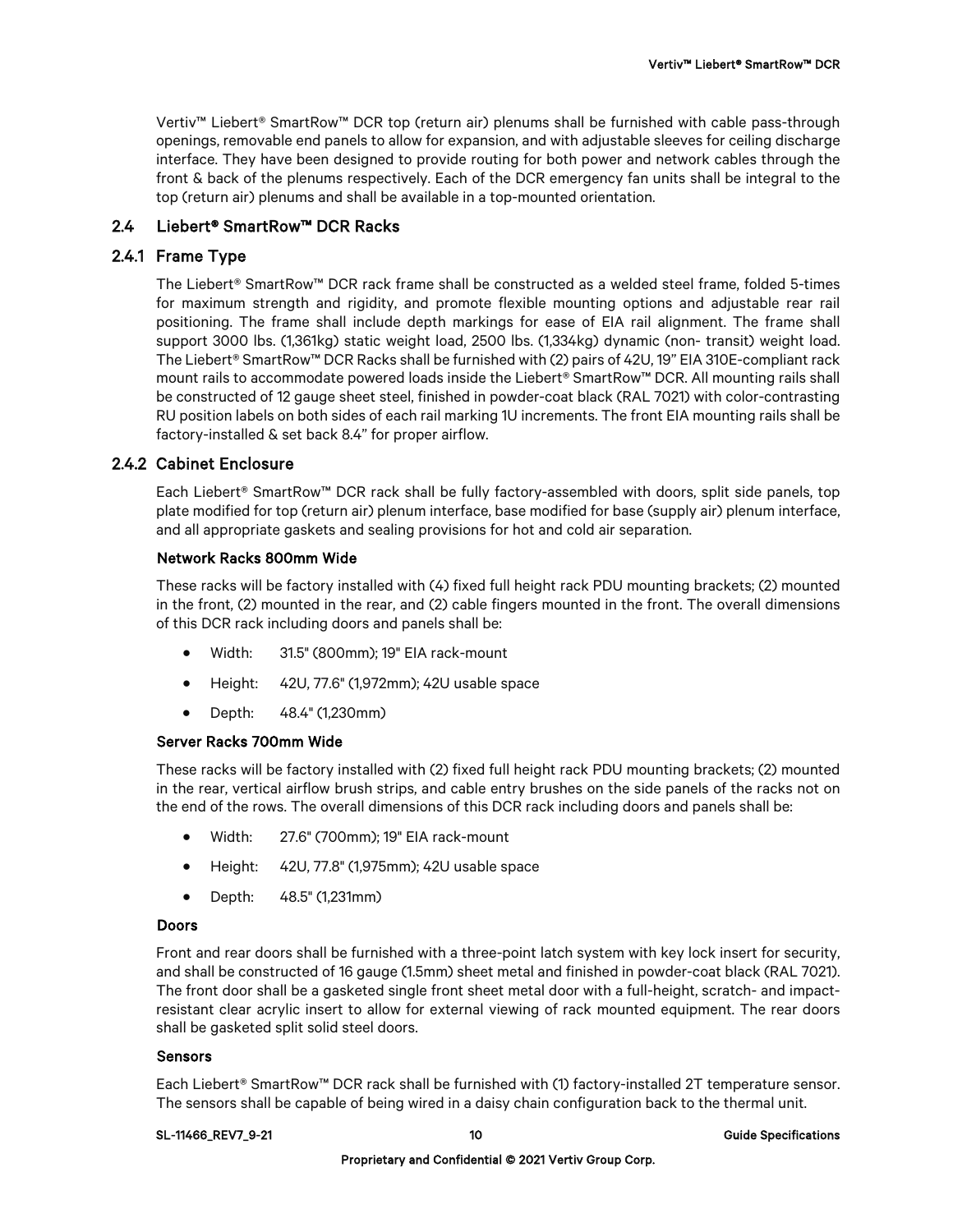Vertiv™ Liebert® SmartRow™ DCR top (return air) plenums shall be furnished with cable pass-through openings, removable end panels to allow for expansion, and with adjustable sleeves for ceiling discharge interface. They have been designed to provide routing for both power and network cables through the front & back of the plenums respectively. Each of the DCR emergency fan units shall be integral to the top (return air) plenums and shall be available in a top-mounted orientation.

## 2.4 Liebert® SmartRow™ DCR Racks

### 2.4.1 Frame Type

The Liebert® SmartRow™ DCR rack frame shall be constructed as a welded steel frame, folded 5-times for maximum strength and rigidity, and promote flexible mounting options and adjustable rear rail positioning. The frame shall include depth markings for ease of EIA rail alignment. The frame shall support 3000 lbs. (1,361kg) static weight load, 2500 lbs. (1,334kg) dynamic (non- transit) weight load. The Liebert® SmartRow™ DCR Racks shall be furnished with (2) pairs of 42U, 19" EIA 310E-compliant rack mount rails to accommodate powered loads inside the Liebert® SmartRow™ DCR. All mounting rails shall be constructed of 12 gauge sheet steel, finished in powder-coat black (RAL 7021) with color-contrasting RU position labels on both sides of each rail marking 1U increments. The front EIA mounting rails shall be factory-installed & set back 8.4" for proper airflow.

### 2.4.2 Cabinet Enclosure

Each Liebert® SmartRow™ DCR rack shall be fully factory-assembled with doors, split side panels, top plate modified for top (return air) plenum interface, base modified for base (supply air) plenum interface, and all appropriate gaskets and sealing provisions for hot and cold air separation.

#### Network Racks 800mm Wide

These racks will be factory installed with (4) fixed full height rack PDU mounting brackets; (2) mounted in the front, (2) mounted in the rear, and (2) cable fingers mounted in the front. The overall dimensions of this DCR rack including doors and panels shall be:

- Width: 31.5" (800mm); 19" EIA rack-mount
- Height: 42U, 77.6" (1,972mm); 42U usable space
- Depth: 48.4" (1,230mm)

#### Server Racks 700mm Wide

These racks will be factory installed with (2) fixed full height rack PDU mounting brackets; (2) mounted in the rear, vertical airflow brush strips, and cable entry brushes on the side panels of the racks not on the end of the rows. The overall dimensions of this DCR rack including doors and panels shall be:

- Width: 27.6" (700mm); 19" EIA rack-mount
- Height: 42U, 77.8" (1,975mm); 42U usable space
- Depth: 48.5" (1,231mm)

#### Doors

Front and rear doors shall be furnished with a three-point latch system with key lock insert for security, and shall be constructed of 16 gauge (1.5mm) sheet metal and finished in powder-coat black (RAL 7021). The front door shall be a gasketed single front sheet metal door with a full-height, scratch- and impact-resistant clear acrylic insert to allow for external viewing of rack mounted equipment. The rear doors shall be gasketed split solid steel doors.

#### Sensors

Each Liebert® SmartRow™ DCR rack shall be furnished with (1) factory-installed 2T temperature sensor. The sensors shall be capable of being wired in a daisy chain configuration back to the thermal unit.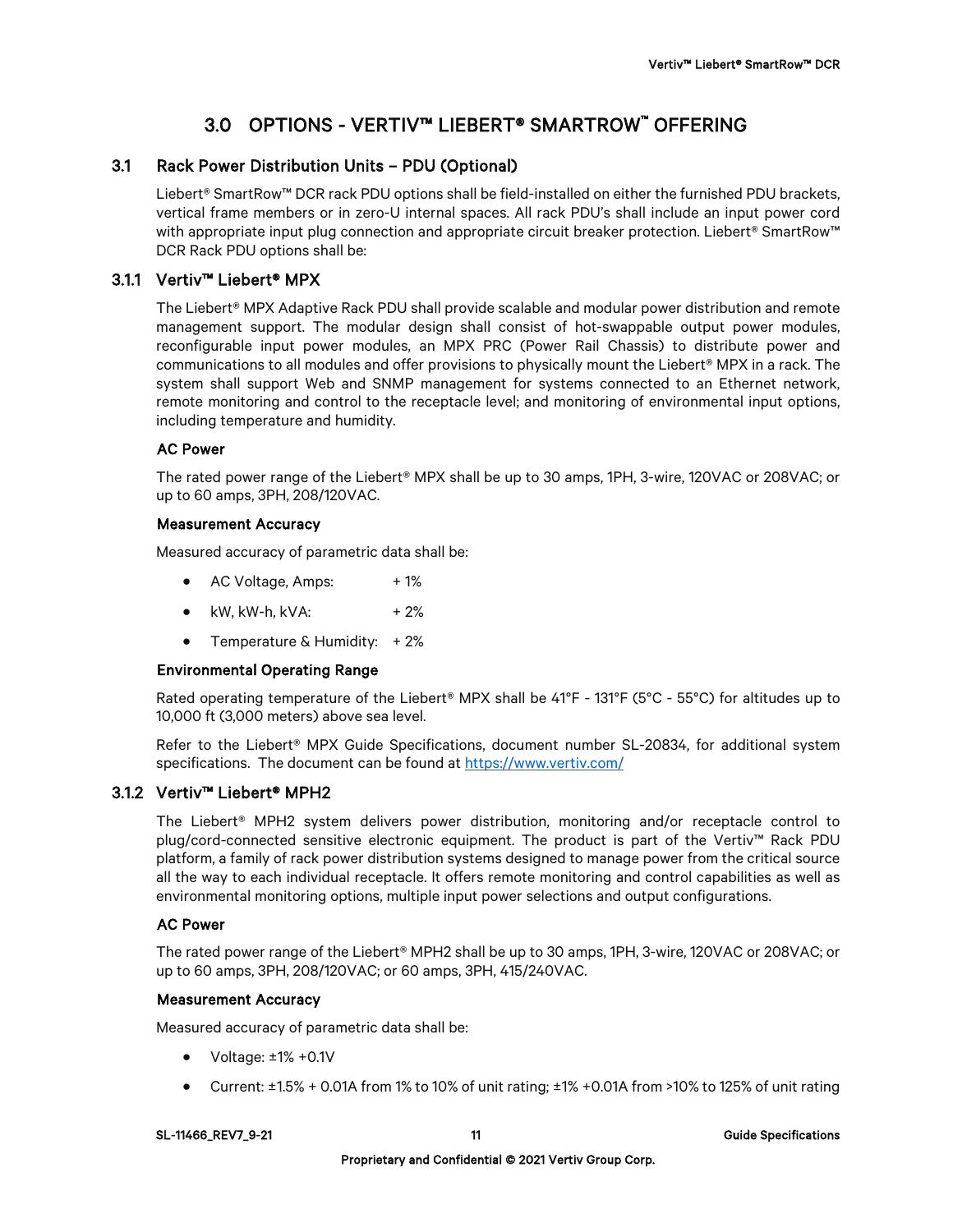# 3.0 OPTIONS - VERTIV™ LIEBERT® SMARTROW™ OFFERING

## 3.1 Rack Power Distribution Units – PDU (Optional)

Liebert® SmartRow™ DCR rack PDU options shall be field-installed on either the furnished PDU brackets, vertical frame members or in zero-U internal spaces. All rack PDU's shall include an input power cord with appropriate input plug connection and appropriate circuit breaker protection. Liebert® SmartRow™ DCR Rack PDU options shall be:

### 3.1.1 Vertiv™ Liebert® MPX

The Liebert® MPX Adaptive Rack PDU shall provide scalable and modular power distribution and remote management support. The modular design shall consist of hot-swappable output power modules, reconfigurable input power modules, an MPX PRC (Power Rail Chassis) to distribute power and communications to all modules and offer provisions to physically mount the Liebert® MPX in a rack. The system shall support Web and SNMP management for systems connected to an Ethernet network, remote monitoring and control to the receptacle level; and monitoring of environmental input options, including temperature and humidity.

#### AC Power

The rated power range of the Liebert® MPX shall be up to 30 amps, 1PH, 3-wire, 120VAC or 208VAC; or up to 60 amps, 3PH, 208/120VAC.

#### Measurement Accuracy

Measured accuracy of parametric data shall be:

- AC Voltage, Amps: + 1%
- kW, kW-h, kVA: + 2%
- Temperature & Humidity: + 2%

#### Environmental Operating Range

Rated operating temperature of the Liebert® MPX shall be 41°F - 131°F (5°C - 55°C) for altitudes up to 10,000 ft (3,000 meters) above sea level.

Refer to the Liebert® MPX Guide Specifications, document number SL-20834, for additional system specifications. The document can be found at https://www.vertiv.com/

### 3.1.2 Vertiv™ Liebert® MPH2

The Liebert® MPH2 system delivers power distribution, monitoring and/or receptacle control to plug/cord-connected sensitive electronic equipment. The product is part of the Vertiv™ Rack PDU platform, a family of rack power distribution systems designed to manage power from the critical source all the way to each individual receptacle. It offers remote monitoring and control capabilities as well as environmental monitoring options, multiple input power selections and output configurations.

#### AC Power

The rated power range of the Liebert® MPH2 shall be up to 30 amps, 1PH, 3-wire, 120VAC or 208VAC; or up to 60 amps, 3PH, 208/120VAC; or 60 amps, 3PH, 415/240VAC.

#### Measurement Accuracy

Measured accuracy of parametric data shall be:

- Voltage: ±1% +0.1V
- Current: ±1.5% + 0.01A from 1% to 10% of unit rating; ±1% +0.01A from >10% to 125% of unit rating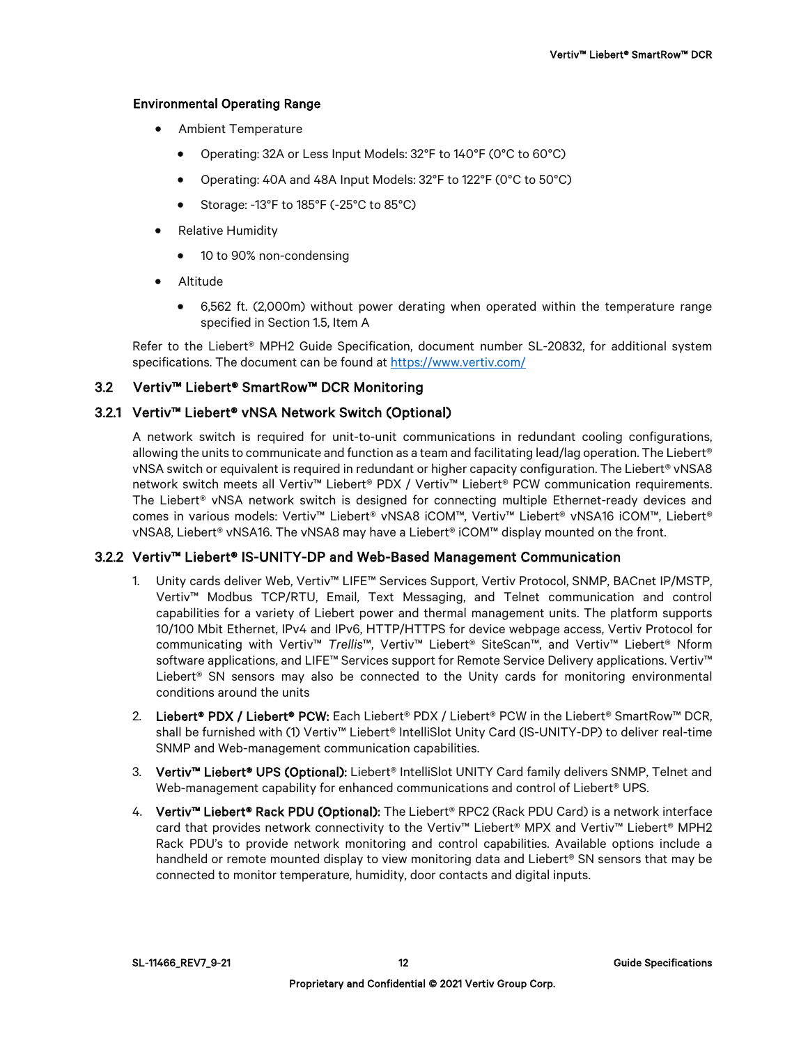**Environmental Operating Range**

- Ambient Temperature
  - Operating: 32A or Less Input Models: 32°F to 140°F (0°C to 60°C)
  - Operating: 40A and 48A Input Models: 32°F to 122°F (0°C to 50°C)
  - Storage: -13°F to 185°F (-25°C to 85°C)
- Relative Humidity
  - 10 to 90% non-condensing
- Altitude
  - 6,562 ft. (2,000m) without power derating when operated within the temperature range specified in Section 1.5, Item A

Refer to the Liebert® MPH2 Guide Specification, document number SL-20832, for additional system specifications. The document can be found at https://www.vertiv.com/

## 3.2 Vertiv™ Liebert® SmartRow™ DCR Monitoring

### 3.2.1 Vertiv™ Liebert® vNSA Network Switch (Optional)

A network switch is required for unit-to-unit communications in redundant cooling configurations, allowing the units to communicate and function as a team and facilitating lead/lag operation. The Liebert® vNSA switch or equivalent is required in redundant or higher capacity configuration. The Liebert® vNSA8 network switch meets all Vertiv™ Liebert® PDX / Vertiv™ Liebert® PCW communication requirements. The Liebert® vNSA network switch is designed for connecting multiple Ethernet-ready devices and comes in various models: Vertiv™ Liebert® vNSA8 iCOM™, Vertiv™ Liebert® vNSA16 iCOM™, Liebert® vNSA8, Liebert® vNSA16. The vNSA8 may have a Liebert® iCOM™ display mounted on the front.

### 3.2.2 Vertiv™ Liebert® IS-UNITY-DP and Web-Based Management Communication

1. Unity cards deliver Web, Vertiv™ LIFE™ Services Support, Vertiv Protocol, SNMP, BACnet IP/MSTP, Vertiv™ Modbus TCP/RTU, Email, Text Messaging, and Telnet communication and control capabilities for a variety of Liebert power and thermal management units. The platform supports 10/100 Mbit Ethernet, IPv4 and IPv6, HTTP/HTTPS for device webpage access, Vertiv Protocol for communicating with Vertiv™ *Trellis*™, Vertiv™ Liebert® SiteScan™, and Vertiv™ Liebert® Nform software applications, and LIFE™ Services support for Remote Service Delivery applications. Vertiv™ Liebert® SN sensors may also be connected to the Unity cards for monitoring environmental conditions around the units
2. **Liebert® PDX / Liebert® PCW:** Each Liebert® PDX / Liebert® PCW in the Liebert® SmartRow™ DCR, shall be furnished with (1) Vertiv™ Liebert® IntelliSlot Unity Card (IS-UNITY-DP) to deliver real-time SNMP and Web-management communication capabilities.
3. **Vertiv™ Liebert® UPS (Optional):** Liebert® IntelliSlot UNITY Card family delivers SNMP, Telnet and Web-management capability for enhanced communications and control of Liebert® UPS.
4. **Vertiv™ Liebert® Rack PDU (Optional):** The Liebert® RPC2 (Rack PDU Card) is a network interface card that provides network connectivity to the Vertiv™ Liebert® MPX and Vertiv™ Liebert® MPH2 Rack PDU's to provide network monitoring and control capabilities. Available options include a handheld or remote mounted display to view monitoring data and Liebert® SN sensors that may be connected to monitor temperature, humidity, door contacts and digital inputs.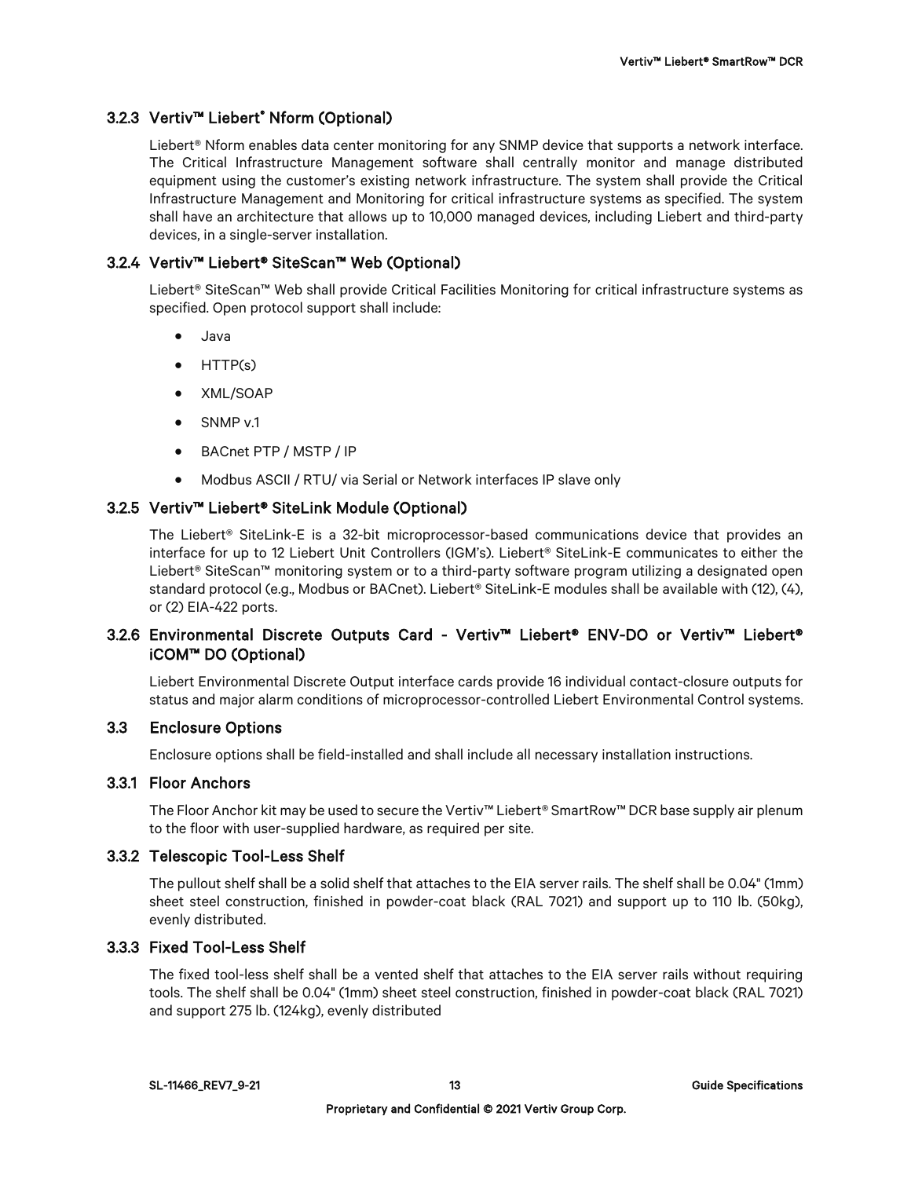### 3.2.3 Vertiv™ Liebert® Nform (Optional)

Liebert® Nform enables data center monitoring for any SNMP device that supports a network interface. The Critical Infrastructure Management software shall centrally monitor and manage distributed equipment using the customer's existing network infrastructure. The system shall provide the Critical Infrastructure Management and Monitoring for critical infrastructure systems as specified. The system shall have an architecture that allows up to 10,000 managed devices, including Liebert and third-party devices, in a single-server installation.

### 3.2.4 Vertiv™ Liebert® SiteScan™ Web (Optional)

Liebert® SiteScan™ Web shall provide Critical Facilities Monitoring for critical infrastructure systems as specified. Open protocol support shall include:

- Java
- HTTP(s)
- XML/SOAP
- SNMP v.1
- BACnet PTP / MSTP / IP
- Modbus ASCII / RTU/ via Serial or Network interfaces IP slave only

### 3.2.5 Vertiv™ Liebert® SiteLink Module (Optional)

The Liebert® SiteLink-E is a 32-bit microprocessor-based communications device that provides an interface for up to 12 Liebert Unit Controllers (IGM's). Liebert® SiteLink-E communicates to either the Liebert® SiteScan™ monitoring system or to a third-party software program utilizing a designated open standard protocol (e.g., Modbus or BACnet). Liebert® SiteLink-E modules shall be available with (12), (4), or (2) EIA-422 ports.

### 3.2.6 Environmental Discrete Outputs Card - Vertiv™ Liebert® ENV-DO or Vertiv™ Liebert® iCOM™ DO (Optional)

Liebert Environmental Discrete Output interface cards provide 16 individual contact-closure outputs for status and major alarm conditions of microprocessor-controlled Liebert Environmental Control systems.

## 3.3 Enclosure Options

Enclosure options shall be field-installed and shall include all necessary installation instructions.

### 3.3.1 Floor Anchors

The Floor Anchor kit may be used to secure the Vertiv™ Liebert® SmartRow™ DCR base supply air plenum to the floor with user-supplied hardware, as required per site.

### 3.3.2 Telescopic Tool-Less Shelf

The pullout shelf shall be a solid shelf that attaches to the EIA server rails. The shelf shall be 0.04" (1mm) sheet steel construction, finished in powder-coat black (RAL 7021) and support up to 110 lb. (50kg), evenly distributed.

### 3.3.3 Fixed Tool-Less Shelf

The fixed tool-less shelf shall be a vented shelf that attaches to the EIA server rails without requiring tools. The shelf shall be 0.04" (1mm) sheet steel construction, finished in powder-coat black (RAL 7021) and support 275 lb. (124kg), evenly distributed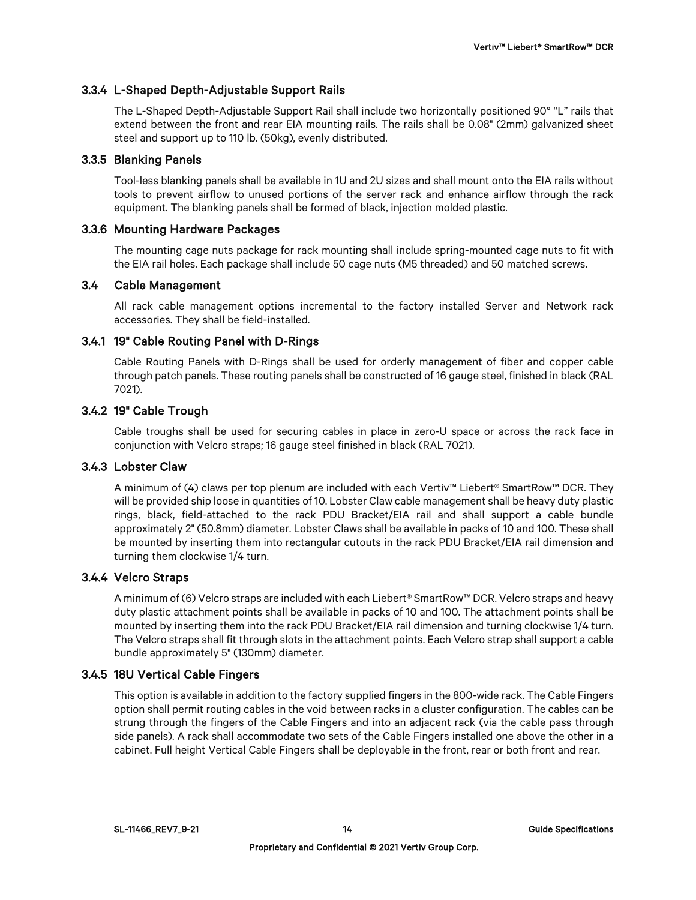### 3.3.4 L-Shaped Depth-Adjustable Support Rails

The L-Shaped Depth-Adjustable Support Rail shall include two horizontally positioned 90° "L" rails that extend between the front and rear EIA mounting rails. The rails shall be 0.08" (2mm) galvanized sheet steel and support up to 110 lb. (50kg), evenly distributed.

### 3.3.5 Blanking Panels

Tool-less blanking panels shall be available in 1U and 2U sizes and shall mount onto the EIA rails without tools to prevent airflow to unused portions of the server rack and enhance airflow through the rack equipment. The blanking panels shall be formed of black, injection molded plastic.

### 3.3.6 Mounting Hardware Packages

The mounting cage nuts package for rack mounting shall include spring-mounted cage nuts to fit with the EIA rail holes. Each package shall include 50 cage nuts (M5 threaded) and 50 matched screws.

## 3.4 Cable Management

All rack cable management options incremental to the factory installed Server and Network rack accessories. They shall be field-installed.

### 3.4.1 19" Cable Routing Panel with D-Rings

Cable Routing Panels with D-Rings shall be used for orderly management of fiber and copper cable through patch panels. These routing panels shall be constructed of 16 gauge steel, finished in black (RAL 7021).

### 3.4.2 19" Cable Trough

Cable troughs shall be used for securing cables in place in zero-U space or across the rack face in conjunction with Velcro straps; 16 gauge steel finished in black (RAL 7021).

### 3.4.3 Lobster Claw

A minimum of (4) claws per top plenum are included with each Vertiv™ Liebert® SmartRow™ DCR. They will be provided ship loose in quantities of 10. Lobster Claw cable management shall be heavy duty plastic rings, black, field-attached to the rack PDU Bracket/EIA rail and shall support a cable bundle approximately 2" (50.8mm) diameter. Lobster Claws shall be available in packs of 10 and 100. These shall be mounted by inserting them into rectangular cutouts in the rack PDU Bracket/EIA rail dimension and turning them clockwise 1/4 turn.

### 3.4.4 Velcro Straps

A minimum of (6) Velcro straps are included with each Liebert® SmartRow™ DCR. Velcro straps and heavy duty plastic attachment points shall be available in packs of 10 and 100. The attachment points shall be mounted by inserting them into the rack PDU Bracket/EIA rail dimension and turning clockwise 1/4 turn. The Velcro straps shall fit through slots in the attachment points. Each Velcro strap shall support a cable bundle approximately 5" (130mm) diameter.

### 3.4.5 18U Vertical Cable Fingers

This option is available in addition to the factory supplied fingers in the 800-wide rack. The Cable Fingers option shall permit routing cables in the void between racks in a cluster configuration. The cables can be strung through the fingers of the Cable Fingers and into an adjacent rack (via the cable pass through side panels). A rack shall accommodate two sets of the Cable Fingers installed one above the other in a cabinet. Full height Vertical Cable Fingers shall be deployable in the front, rear or both front and rear.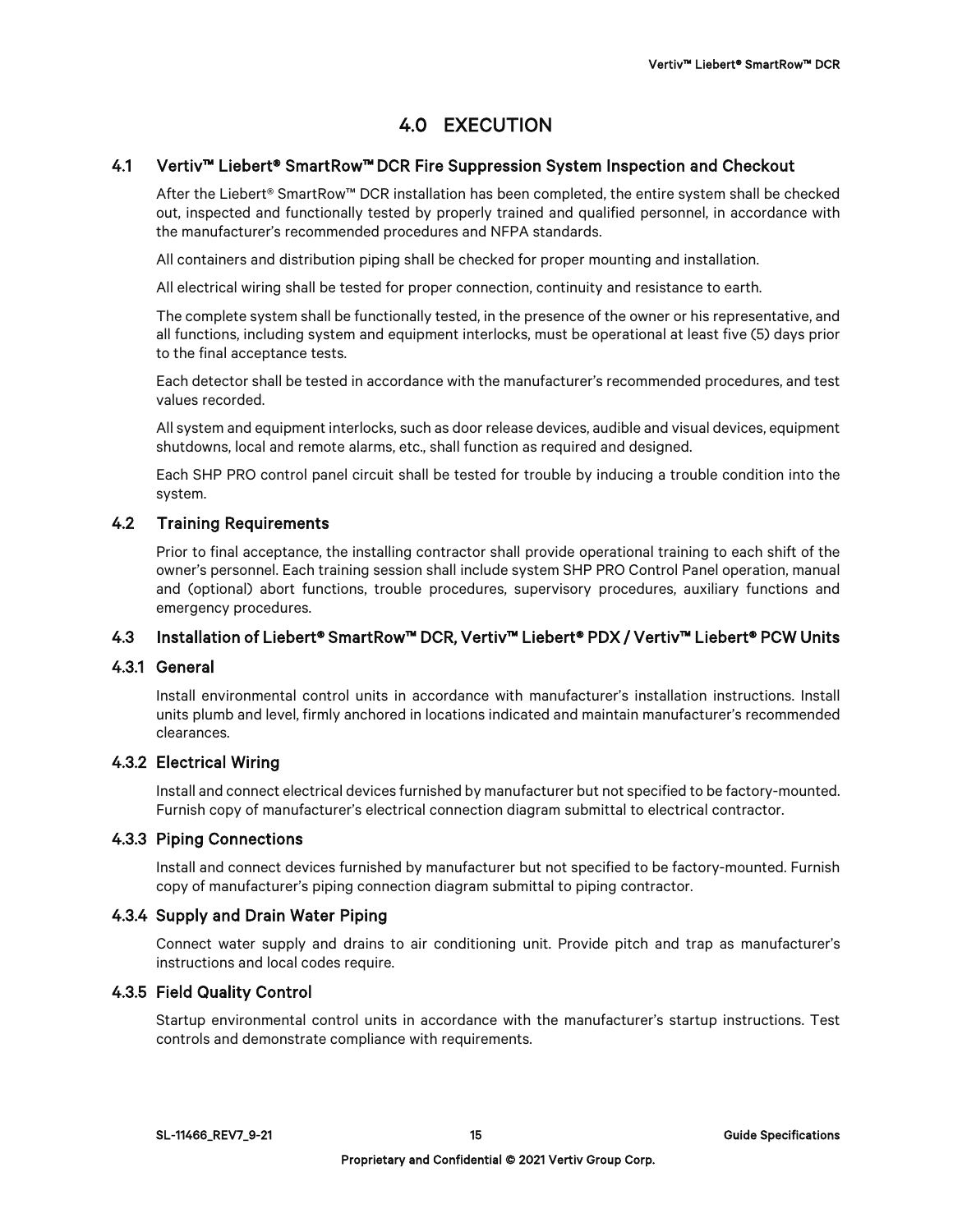# 4.0 EXECUTION

## 4.1 Vertiv™ Liebert® SmartRow™ DCR Fire Suppression System Inspection and Checkout

After the Liebert® SmartRow™ DCR installation has been completed, the entire system shall be checked out, inspected and functionally tested by properly trained and qualified personnel, in accordance with the manufacturer's recommended procedures and NFPA standards.

All containers and distribution piping shall be checked for proper mounting and installation.

All electrical wiring shall be tested for proper connection, continuity and resistance to earth.

The complete system shall be functionally tested, in the presence of the owner or his representative, and all functions, including system and equipment interlocks, must be operational at least five (5) days prior to the final acceptance tests.

Each detector shall be tested in accordance with the manufacturer's recommended procedures, and test values recorded.

All system and equipment interlocks, such as door release devices, audible and visual devices, equipment shutdowns, local and remote alarms, etc., shall function as required and designed.

Each SHP PRO control panel circuit shall be tested for trouble by inducing a trouble condition into the system.

## 4.2 Training Requirements

Prior to final acceptance, the installing contractor shall provide operational training to each shift of the owner's personnel. Each training session shall include system SHP PRO Control Panel operation, manual and (optional) abort functions, trouble procedures, supervisory procedures, auxiliary functions and emergency procedures.

## 4.3 Installation of Liebert® SmartRow™ DCR, Vertiv™ Liebert® PDX / Vertiv™ Liebert® PCW Units

### 4.3.1 General

Install environmental control units in accordance with manufacturer's installation instructions. Install units plumb and level, firmly anchored in locations indicated and maintain manufacturer's recommended clearances.

### 4.3.2 Electrical Wiring

Install and connect electrical devices furnished by manufacturer but not specified to be factory-mounted. Furnish copy of manufacturer's electrical connection diagram submittal to electrical contractor.

### 4.3.3 Piping Connections

Install and connect devices furnished by manufacturer but not specified to be factory-mounted. Furnish copy of manufacturer's piping connection diagram submittal to piping contractor.

### 4.3.4 Supply and Drain Water Piping

Connect water supply and drains to air conditioning unit. Provide pitch and trap as manufacturer's instructions and local codes require.

### 4.3.5 Field Quality Control

Startup environmental control units in accordance with the manufacturer's startup instructions. Test controls and demonstrate compliance with requirements.